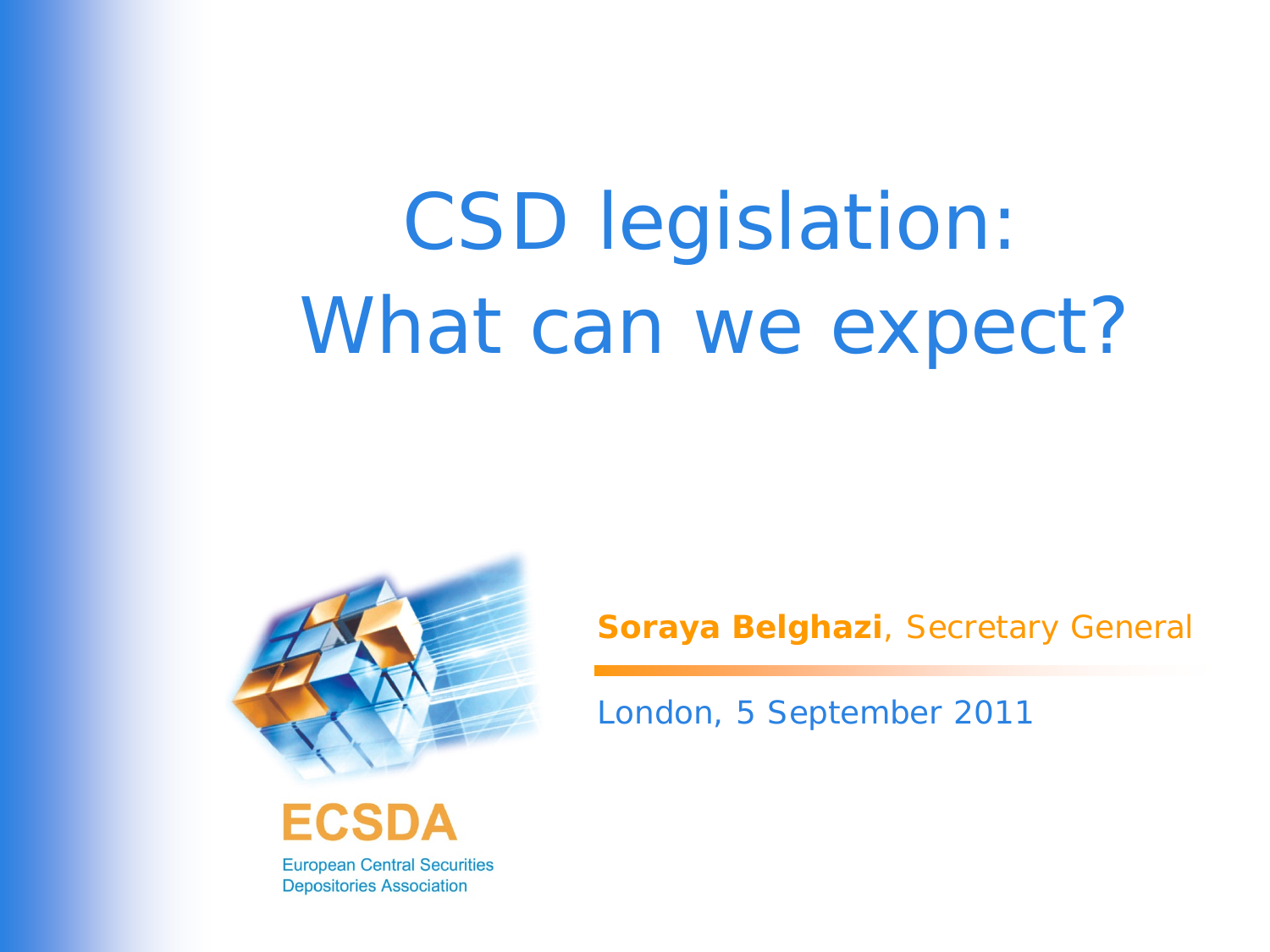# CSD legislation: What can we expect?

**Soraya Belghazi**, Secretary General

London, 5 September 2011

ECSDA

European Central Securities Depositories Association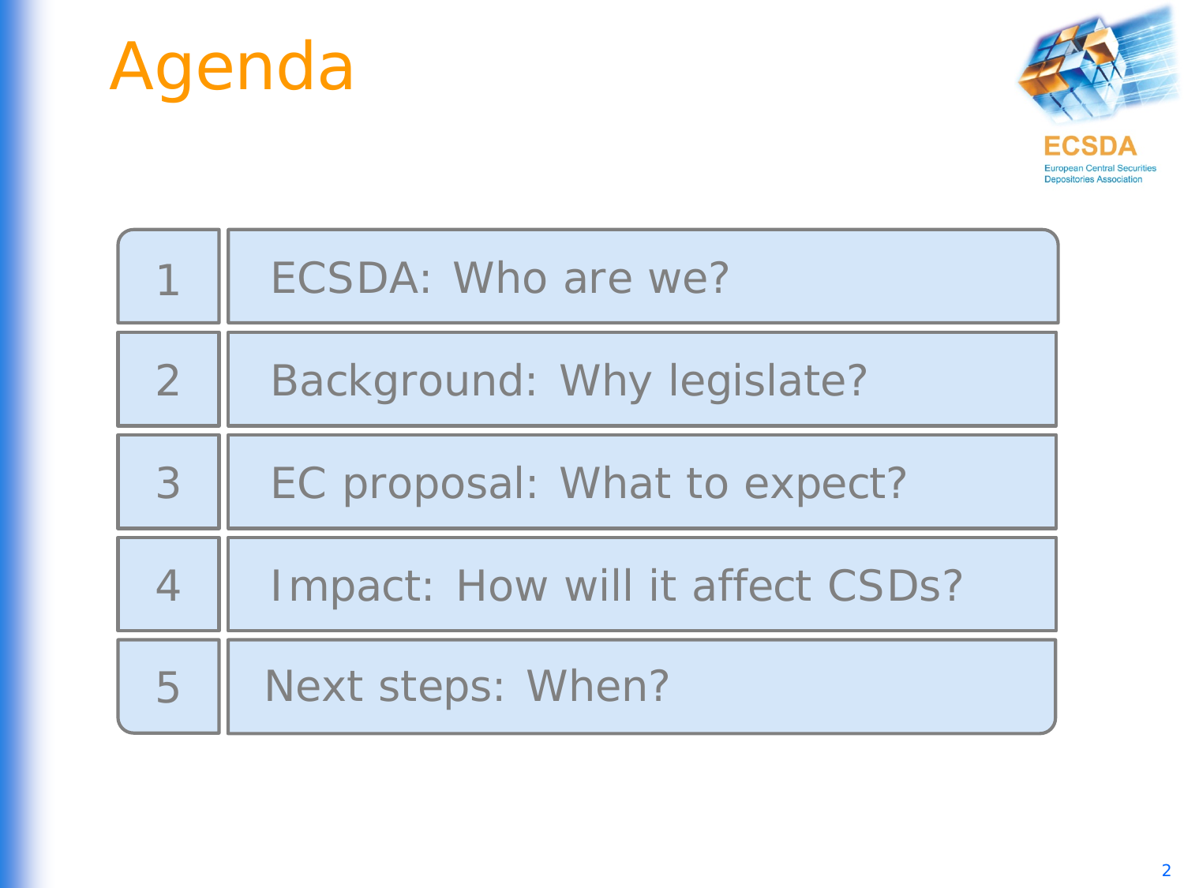# Agenda

ECSDA

European Central Securities Depositories Association

| | |
|---|---|
| 1 | ECSDA: Who are we? |
| 2 | Background: Why legislate? |
| 3 | EC proposal: What to expect? |
| 4 | Impact: How will it affect CSDs? |
| 5 | Next steps: When? |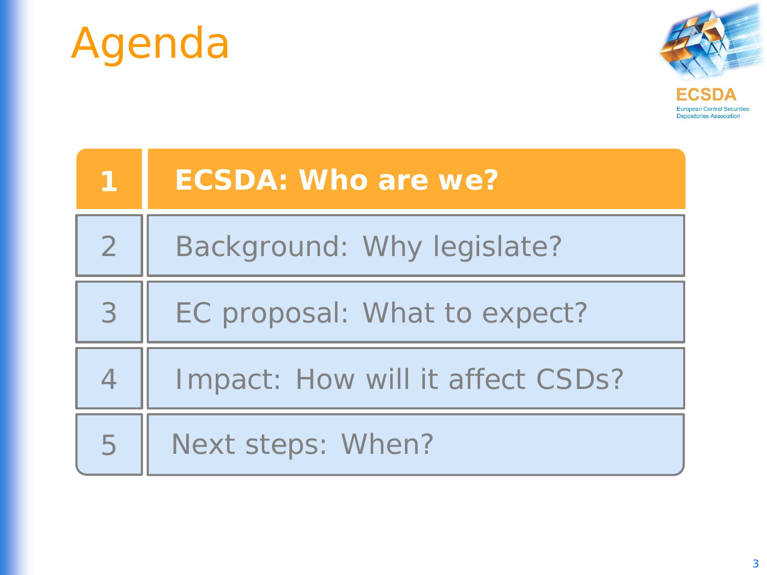# Agenda

ECSDA
European Central Securities Depositories Association

| | |
|---|---|
| **1** | **ECSDA: Who are we?** |
| 2 | Background: Why legislate? |
| 3 | EC proposal: What to expect? |
| 4 | Impact: How will it affect CSDs? |
| 5 | Next steps: When? |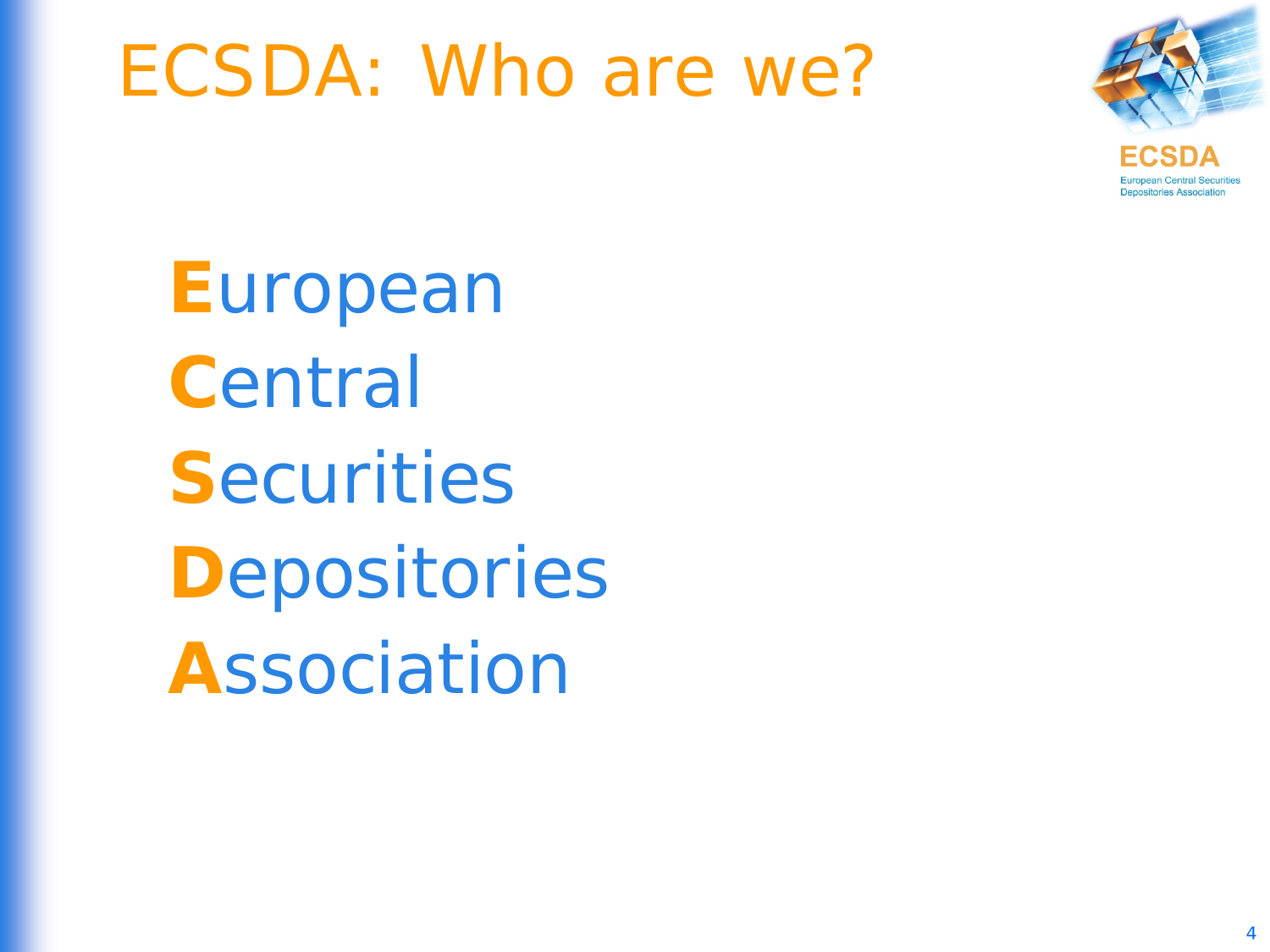# ECSDA: Who are we?

**E**uropean

**C**entral

**S**ecurities

**D**epositories

**A**ssociation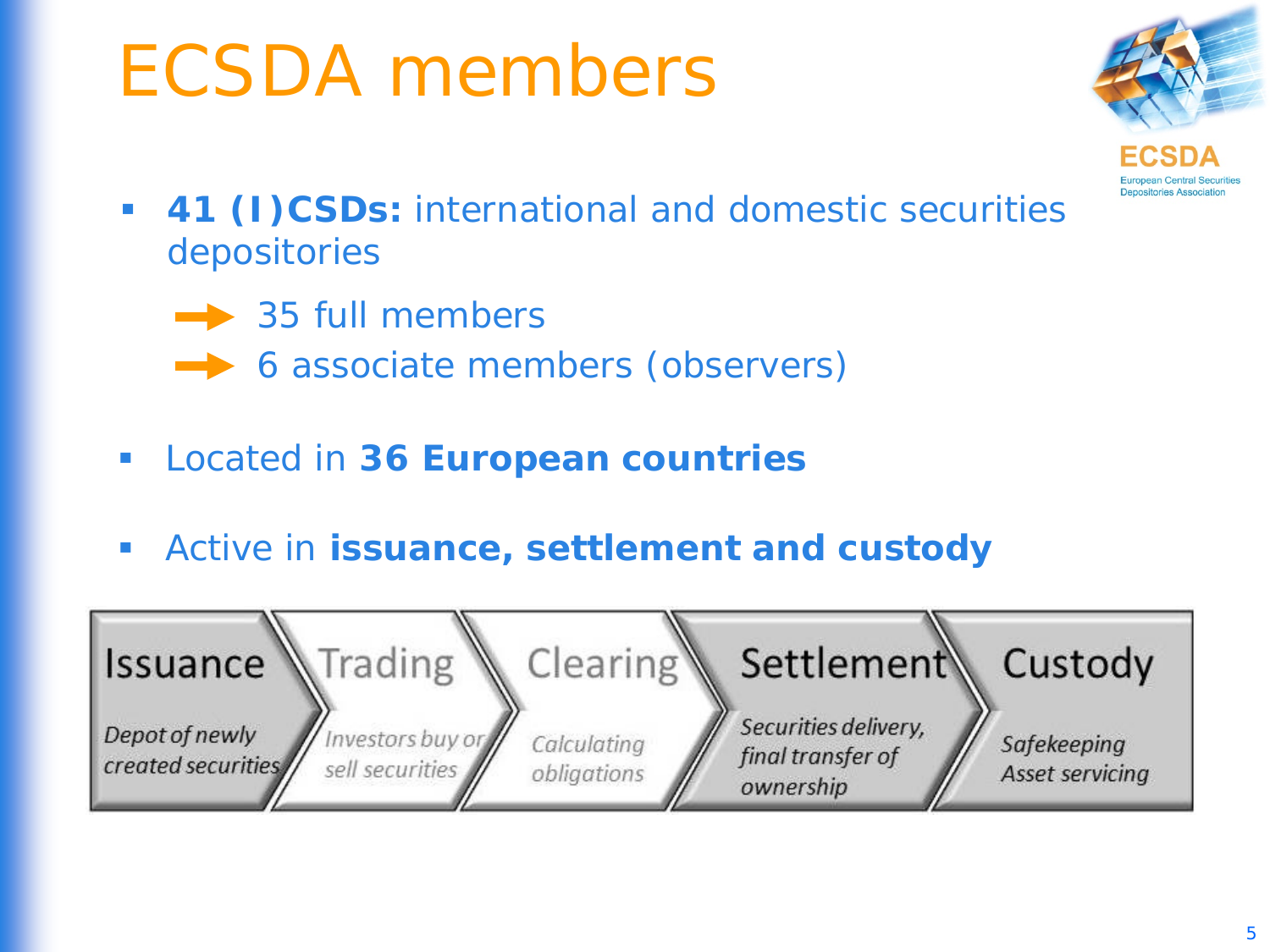# ECSDA members

- **41 (I)CSDs:** international and domestic securities depositories
  - 35 full members
  - 6 associate members (observers)
- Located in **36 European countries**
- Active in **issuance, settlement and custody**

| Issuance | Trading | Clearing | Settlement | Custody |
| --- | --- | --- | --- | --- |
| *Depot of newly created securities* | *Investors buy or sell securities* | *Calculating obligations* | *Securities delivery, final transfer of ownership* | *Safekeeping Asset servicing* |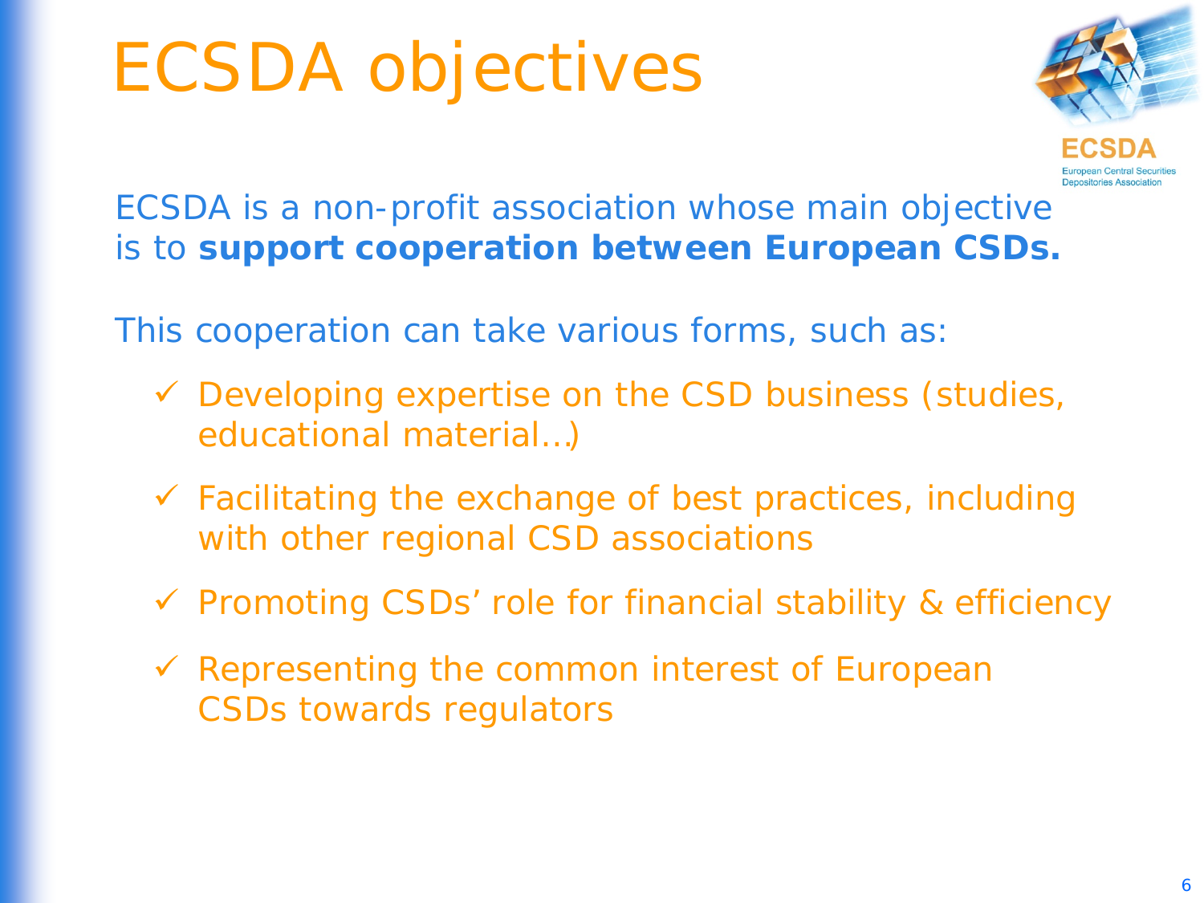# ECSDA objectives

ECSDA is a non-profit association whose main objective is to **support cooperation between European CSDs.**

This cooperation can take various forms, such as:

- ✓ Developing expertise on the CSD business (studies, educational material…)
- ✓ Facilitating the exchange of best practices, including with other regional CSD associations
- ✓ Promoting CSDs' role for financial stability & efficiency
- ✓ Representing the common interest of European CSDs towards regulators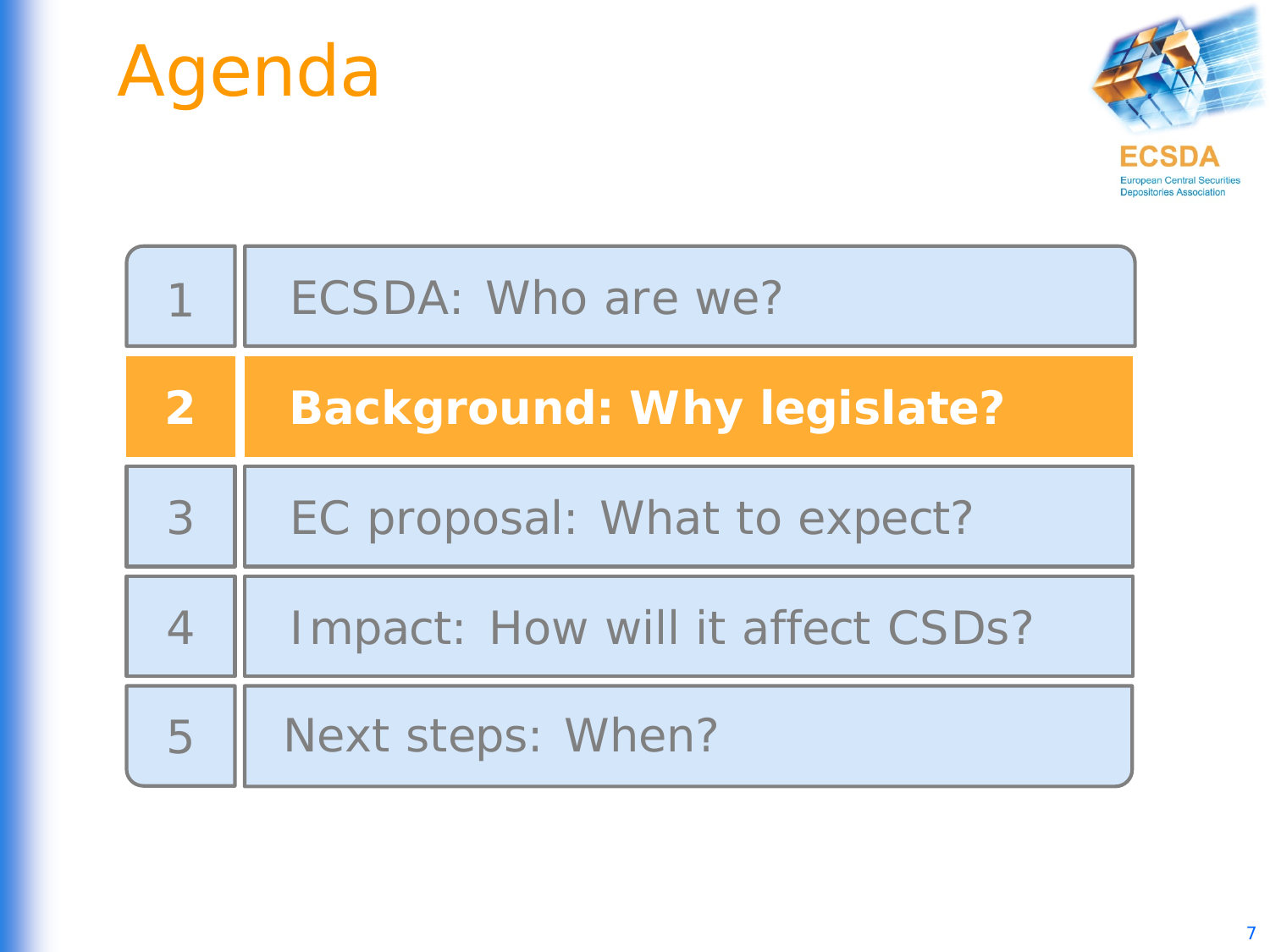# Agenda

| | |
|---|---|
| 1 | ECSDA: Who are we? |
| **2** | **Background: Why legislate?** |
| 3 | EC proposal: What to expect? |
| 4 | Impact: How will it affect CSDs? |
| 5 | Next steps: When? |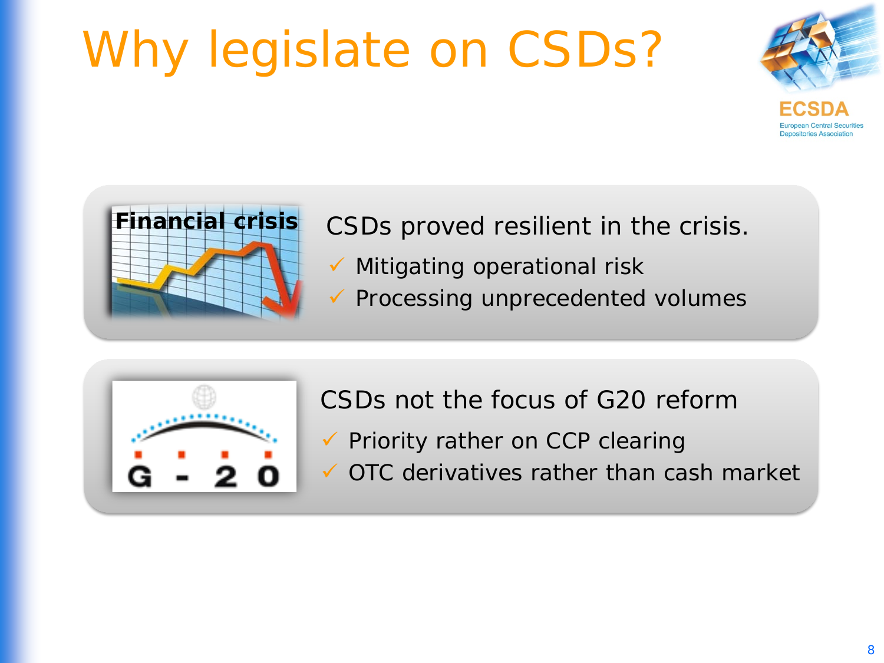# Why legislate on CSDs?

**Financial crisis**

CSDs proved resilient in the crisis.

- ✓ Mitigating operational risk
- ✓ Processing unprecedented volumes

G - 20

CSDs not the focus of G20 reform

- ✓ Priority rather on CCP clearing
- ✓ OTC derivatives rather than cash market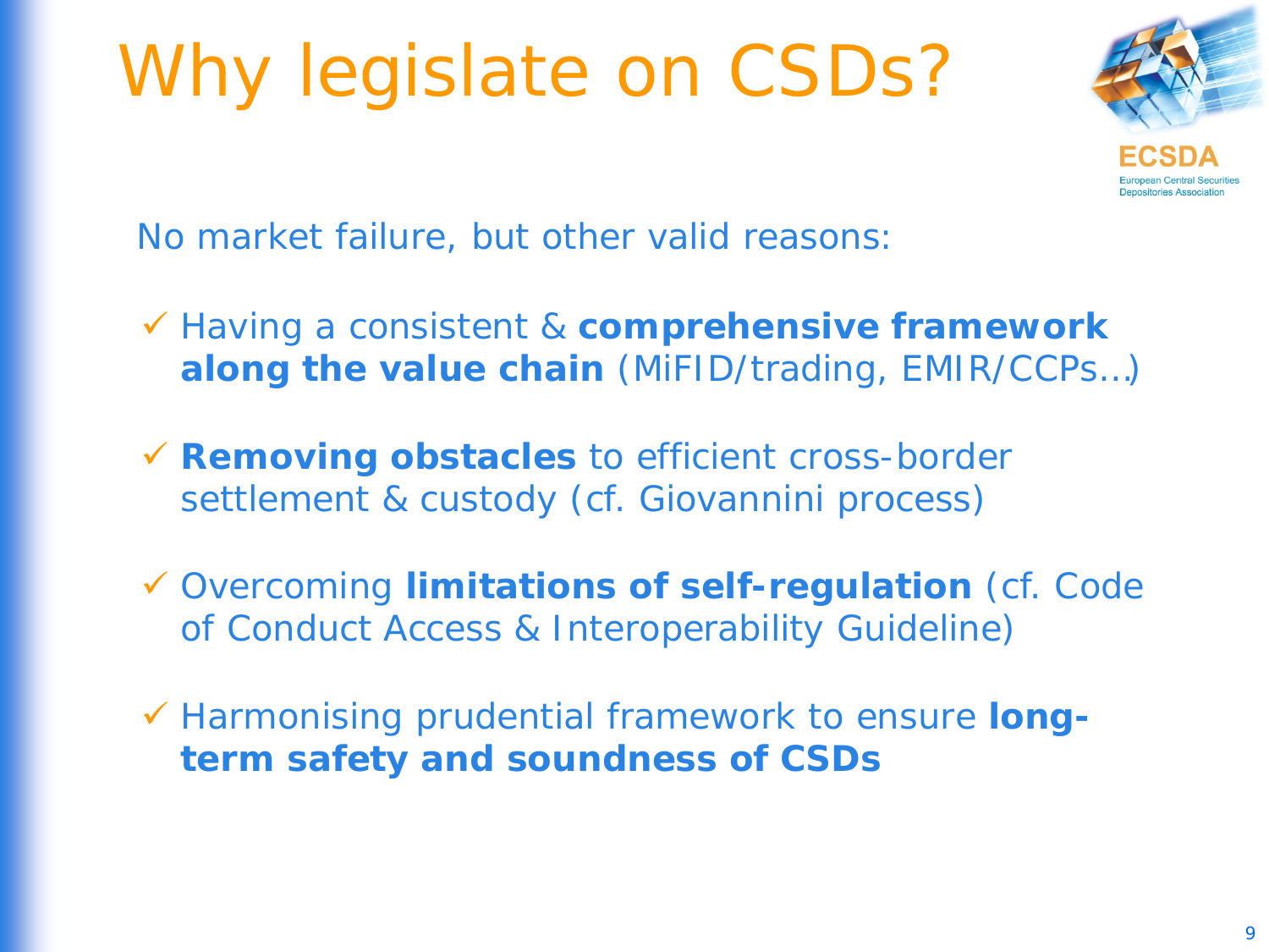# Why legislate on CSDs?

No market failure, but other valid reasons:

- ✓ Having a consistent & **comprehensive framework along the value chain** (MiFID/trading, EMIR/CCPs…)
- ✓ **Removing obstacles** to efficient cross-border settlement & custody (cf. Giovannini process)
- ✓ Overcoming **limitations of self-regulation** (cf. Code of Conduct Access & Interoperability Guideline)
- ✓ Harmonising prudential framework to ensure **long-term safety and soundness of CSDs**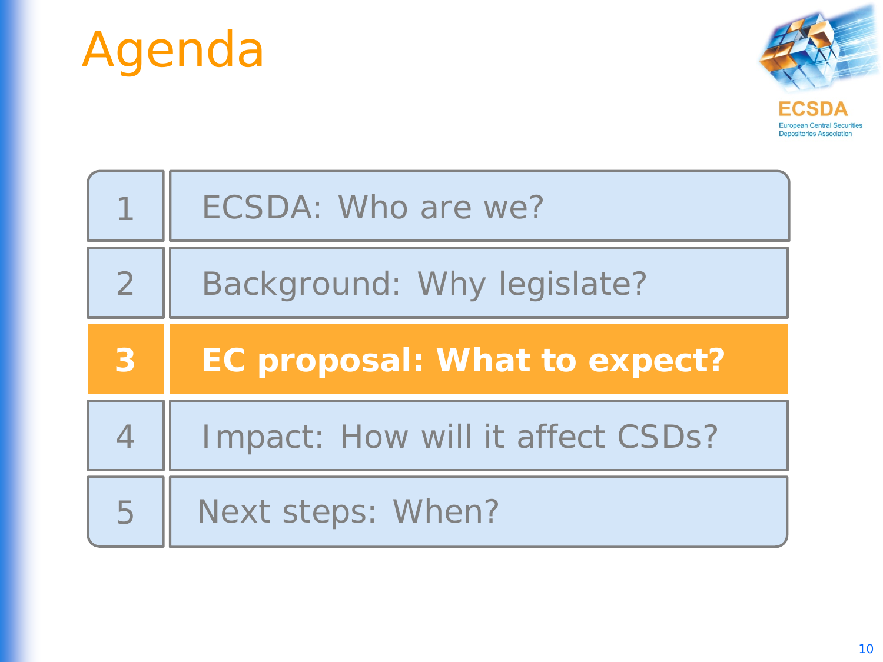# Agenda

ECSDA

European Central Securities Depositories Association

1. ECSDA: Who are we?
2. Background: Why legislate?
3. **EC proposal: What to expect?**
4. Impact: How will it affect CSDs?
5. Next steps: When?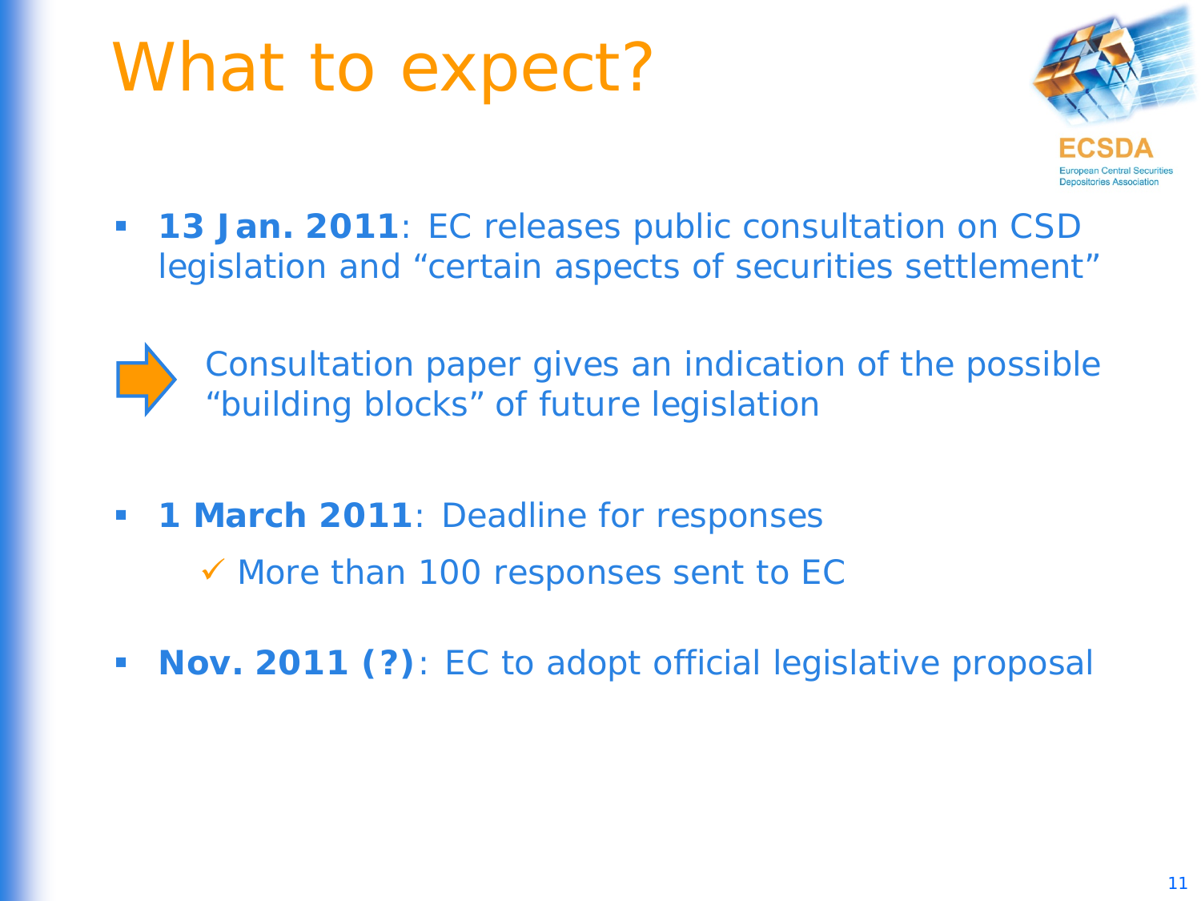# What to expect?

- **13 Jan. 2011**: EC releases public consultation on CSD legislation and "certain aspects of securities settlement"

  ➡ Consultation paper gives an indication of the possible "building blocks" of future legislation

- **1 March 2011**: Deadline for responses
  - ✓ More than 100 responses sent to EC

- **Nov. 2011 (?)**: EC to adopt official legislative proposal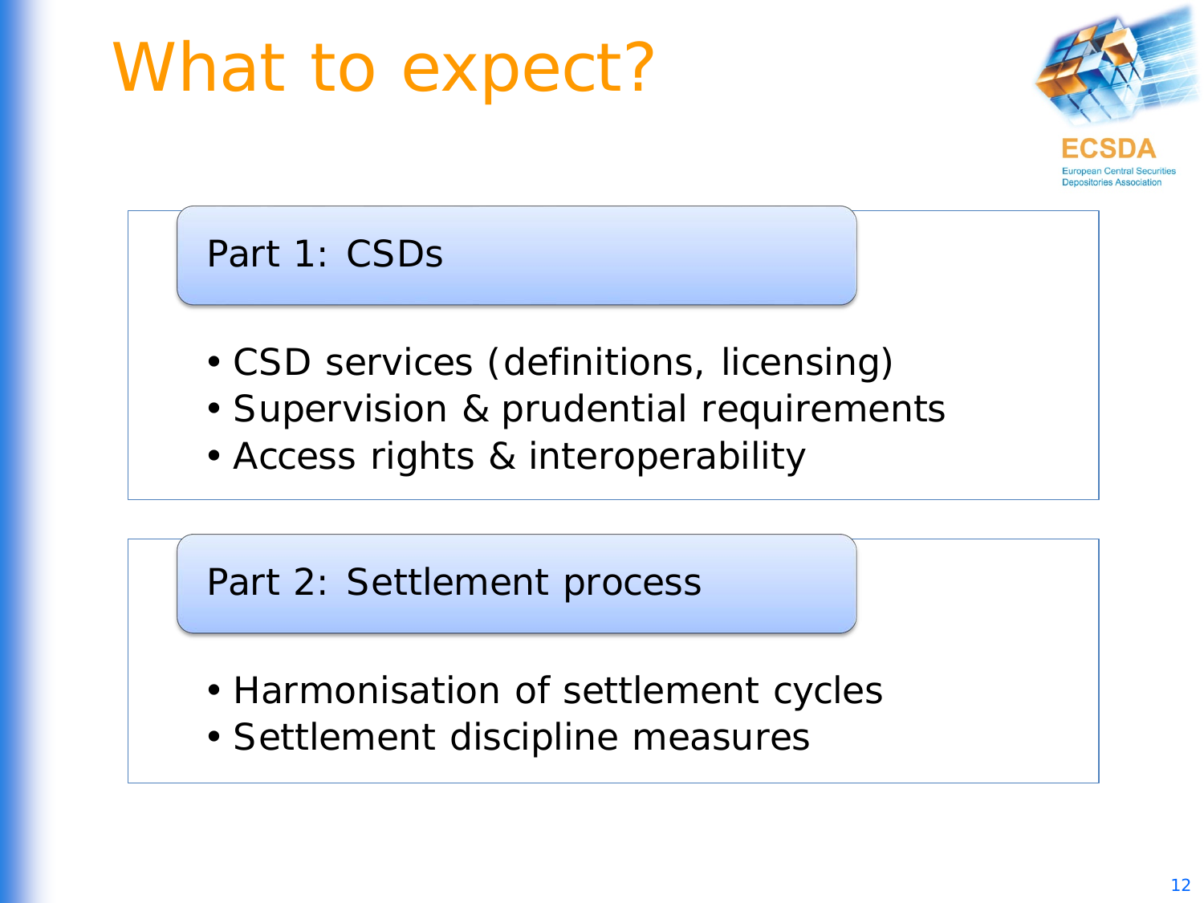# What to expect?

ECSDA
European Central Securities Depositories Association

## Part 1: CSDs

- CSD services (definitions, licensing)
- Supervision & prudential requirements
- Access rights & interoperability

## Part 2: Settlement process

- Harmonisation of settlement cycles
- Settlement discipline measures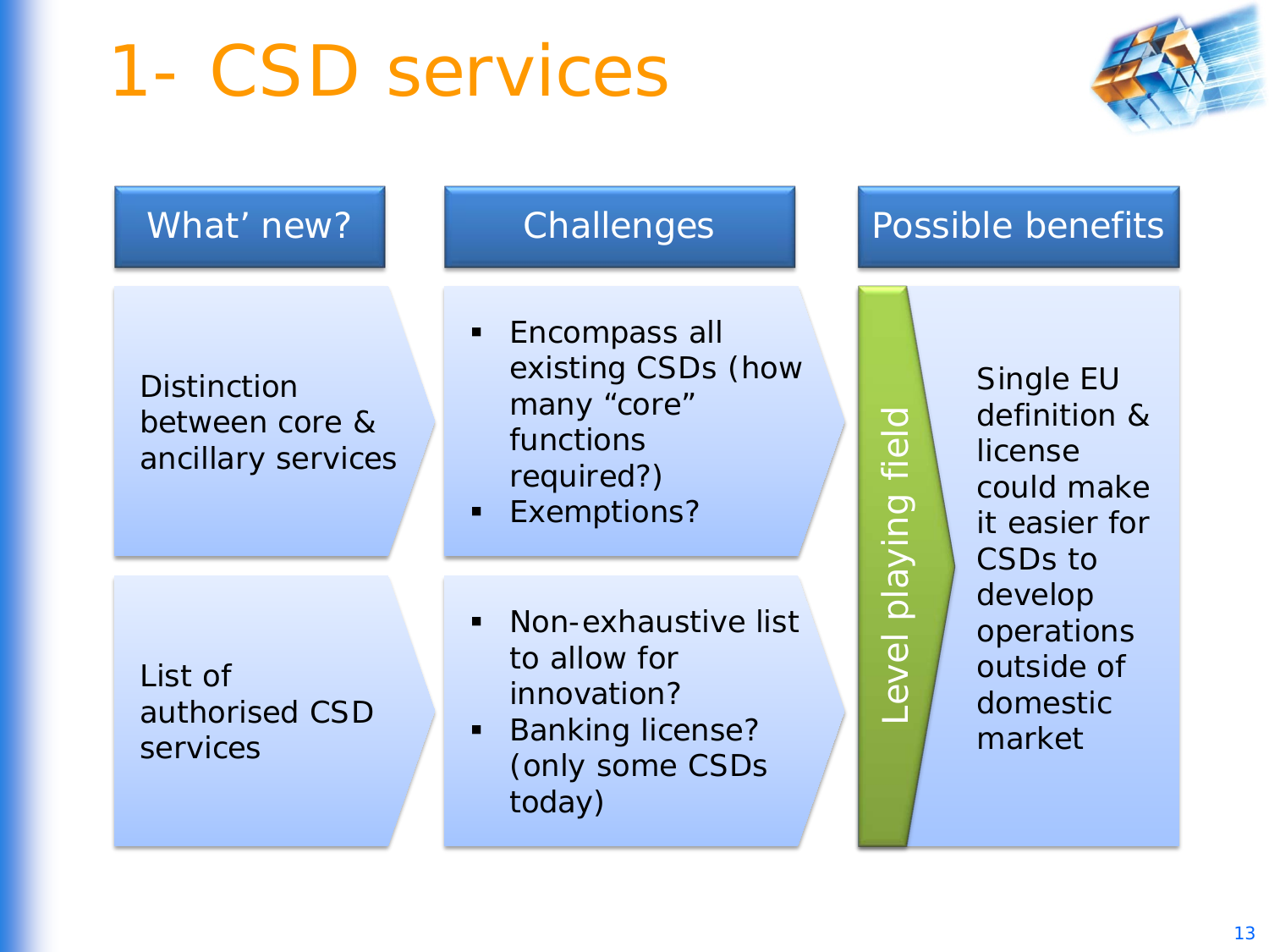# 1- CSD services

| What' new? | Challenges | Possible benefits |
| --- | --- | --- |
| Distinction between core & ancillary services | ▪ Encompass all existing CSDs (how many "core" functions required?)<br>▪ Exemptions? | **Level playing field**<br>Single EU definition & license could make it easier for CSDs to develop operations outside of domestic market |
| List of authorised CSD services | ▪ Non-exhaustive list to allow for innovation?<br>▪ Banking license? (only some CSDs today) | |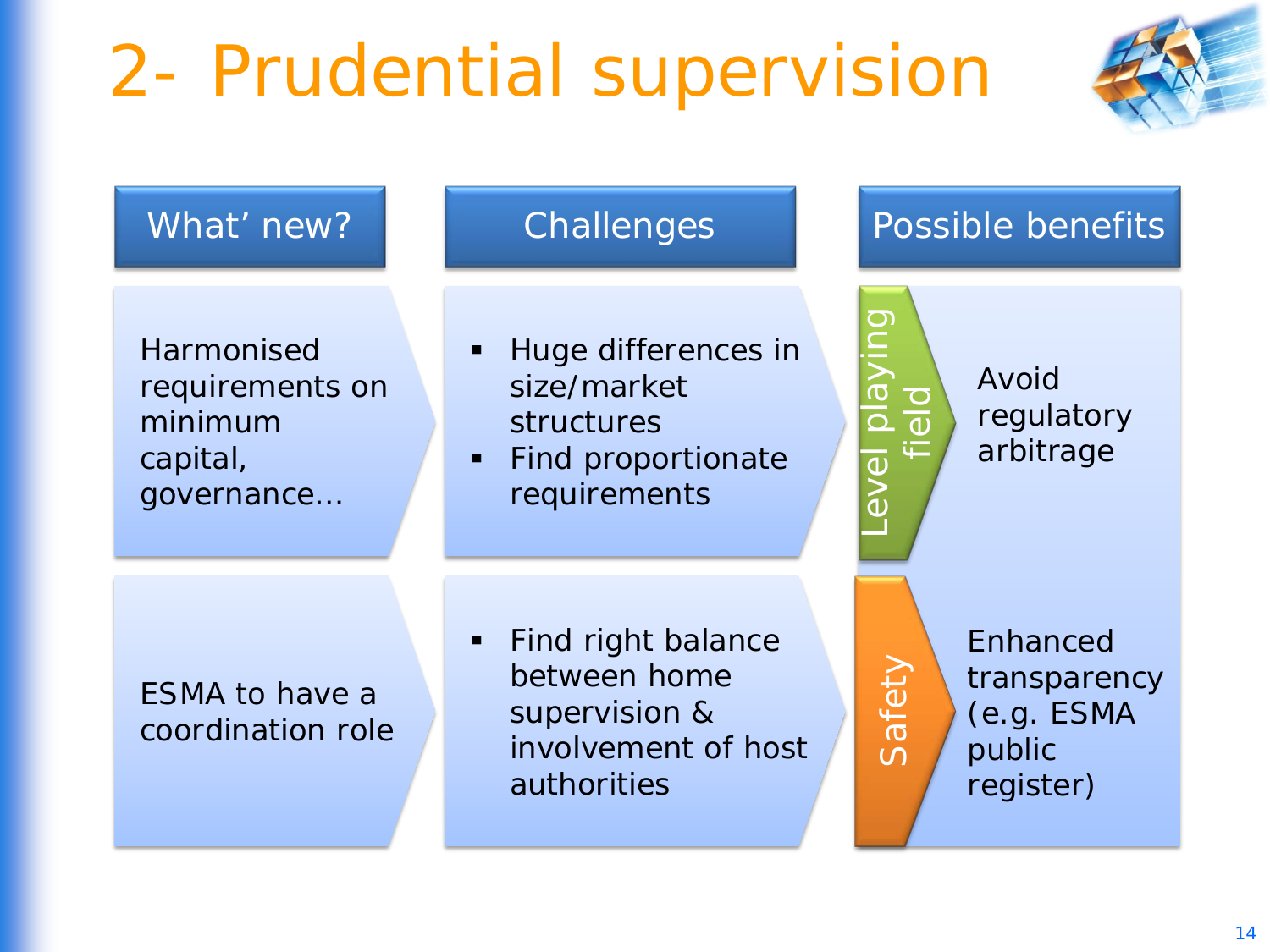# 2- Prudential supervision

| What' new? | Challenges | Possible benefits |
| --- | --- | --- |
| Harmonised requirements on minimum capital, governance… | ▪ Huge differences in size/market structures<br>▪ Find proportionate requirements | **Level playing field**: Avoid regulatory arbitrage |
| ESMA to have a coordination role | ▪ Find right balance between home supervision & involvement of host authorities | **Safety**: Enhanced transparency (e.g. ESMA public register) |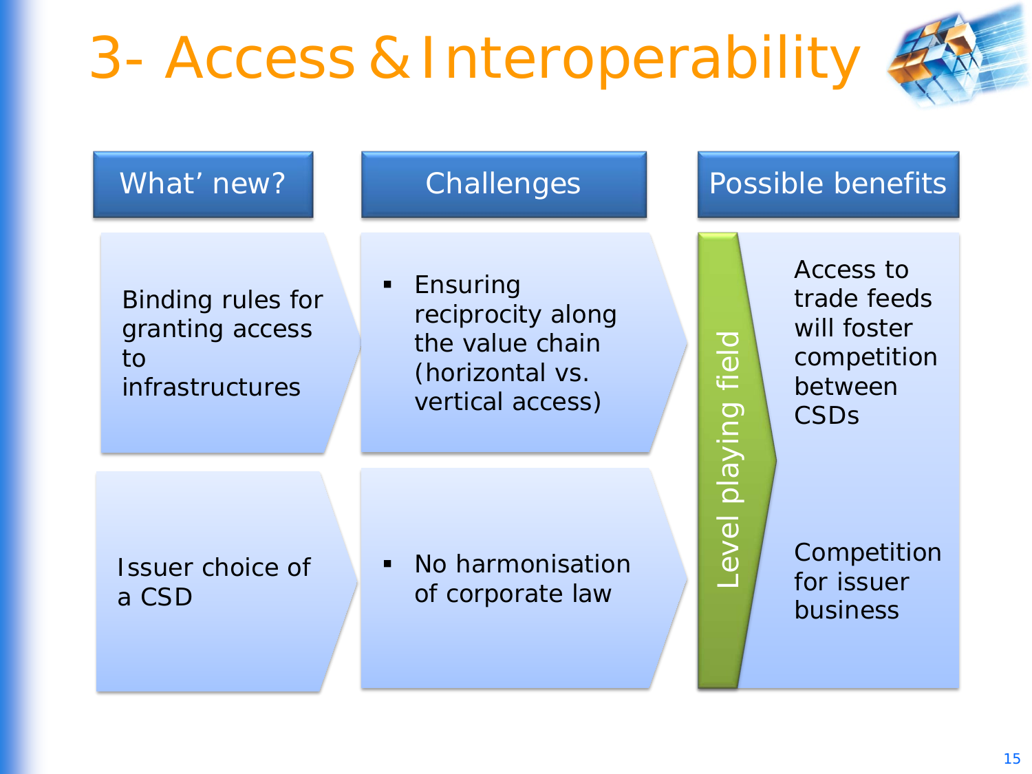# 3- Access & Interoperability

| What' new? | Challenges | Possible benefits |
| --- | --- | --- |
| Binding rules for granting access to infrastructures | Ensuring reciprocity along the value chain (horizontal vs. vertical access) | Level playing field: Access to trade feeds will foster competition between CSDs |
| Issuer choice of a CSD | No harmonisation of corporate law | Level playing field: Competition for issuer business |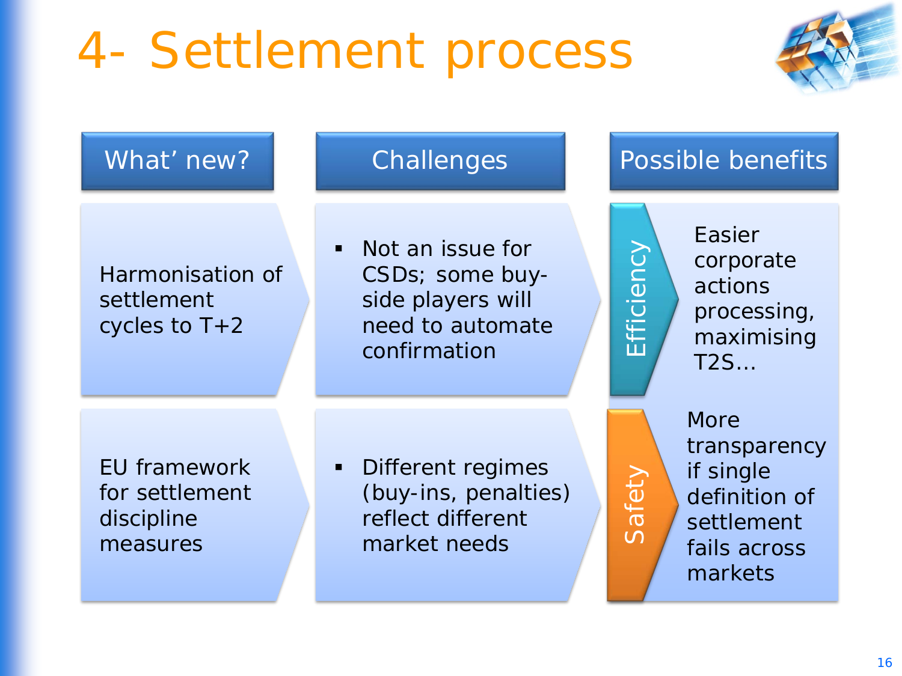# 4- Settlement process

| What' new? | Challenges | Possible benefits |
| --- | --- | --- |
| Harmonisation of settlement cycles to T+2 | ▪ Not an issue for CSDs; some buy-side players will need to automate confirmation | **Efficiency**: Easier corporate actions processing, maximising T2S… |
| EU framework for settlement discipline measures | ▪ Different regimes (buy-ins, penalties) reflect different market needs | **Safety**: More transparency if single definition of settlement fails across markets |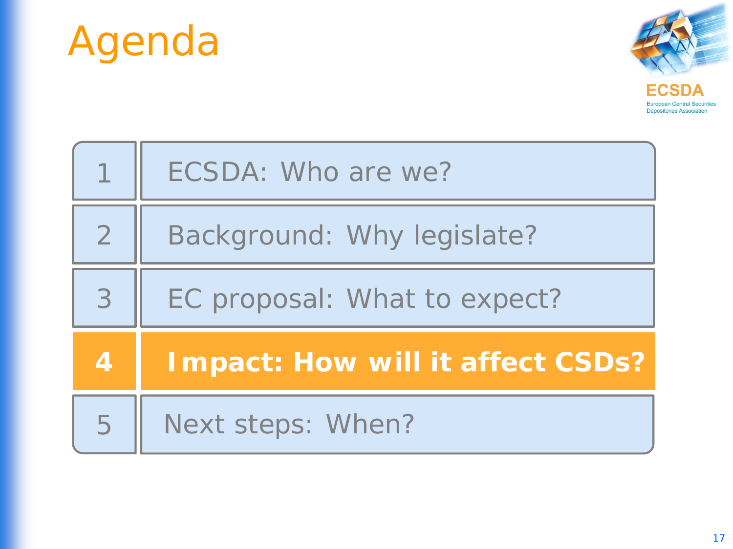# Agenda

ECSDA

European Central Securities Depositories Association

| | |
|---|---|
| 1 | ECSDA: Who are we? |
| 2 | Background: Why legislate? |
| 3 | EC proposal: What to expect? |
| **4** | **Impact: How will it affect CSDs?** |
| 5 | Next steps: When? |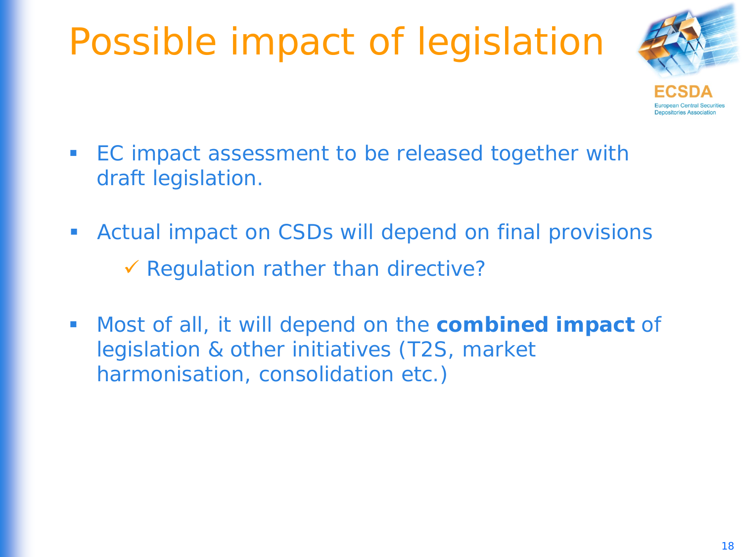# Possible impact of legislation

- EC impact assessment to be released together with draft legislation.

- Actual impact on CSDs will depend on final provisions
  - ✓ Regulation rather than directive?

- Most of all, it will depend on the **combined impact** of legislation & other initiatives (T2S, market harmonisation, consolidation etc.)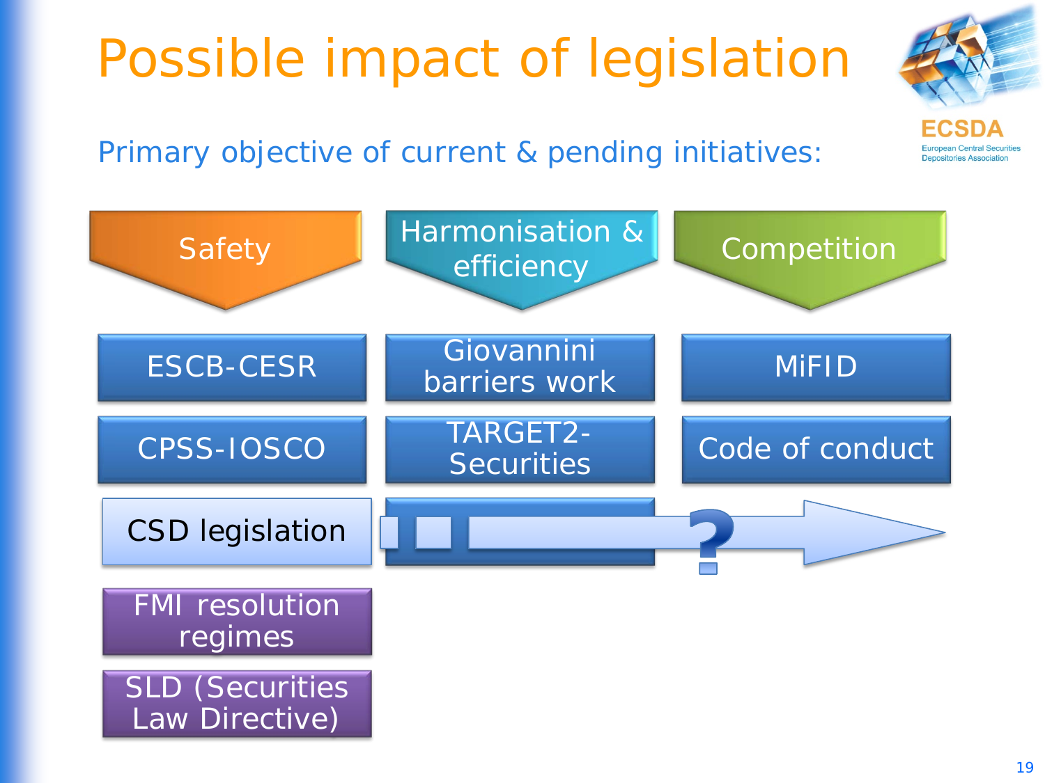# Possible impact of legislation

Primary objective of current & pending initiatives:

| Safety | Harmonisation & efficiency | Competition |
| --- | --- | --- |
| ESCB-CESR | Giovannini barriers work | MiFID |
| CPSS-IOSCO | TARGET2-Securities | Code of conduct |
| CSD legislation | ? | |
| FMI resolution regimes | | |
| SLD (Securities Law Directive) | | |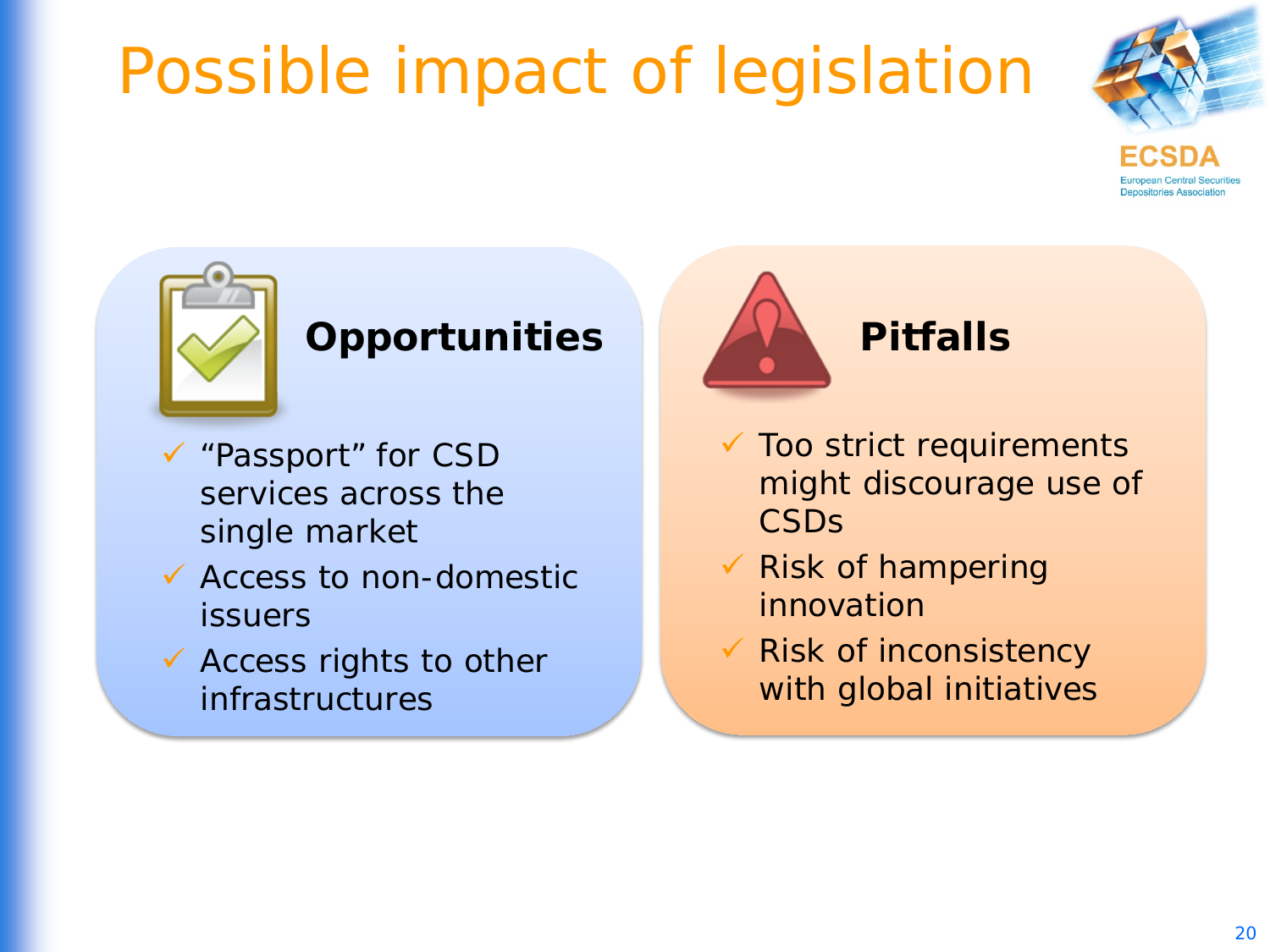# Possible impact of legislation

ECSDA
European Central Securities Depositories Association

## Opportunities

- ✓ "Passport" for CSD services across the single market
- ✓ Access to non-domestic issuers
- ✓ Access rights to other infrastructures

## Pitfalls

- ✓ Too strict requirements might discourage use of CSDs
- ✓ Risk of hampering innovation
- ✓ Risk of inconsistency with global initiatives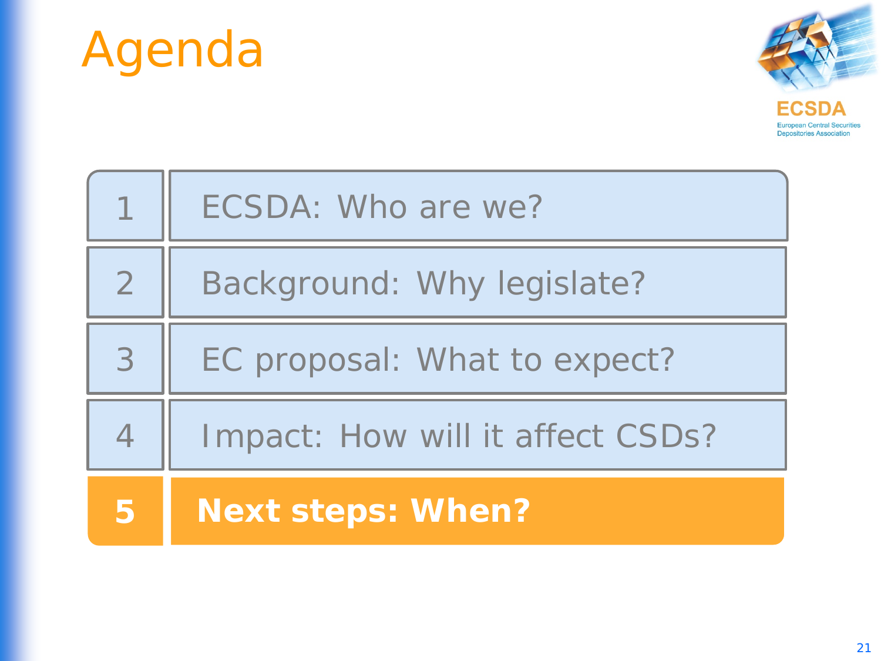# Agenda

ECSDA
European Central Securities Depositories Association

1. ECSDA: Who are we?
2. Background: Why legislate?
3. EC proposal: What to expect?
4. Impact: How will it affect CSDs?
5. **Next steps: When?**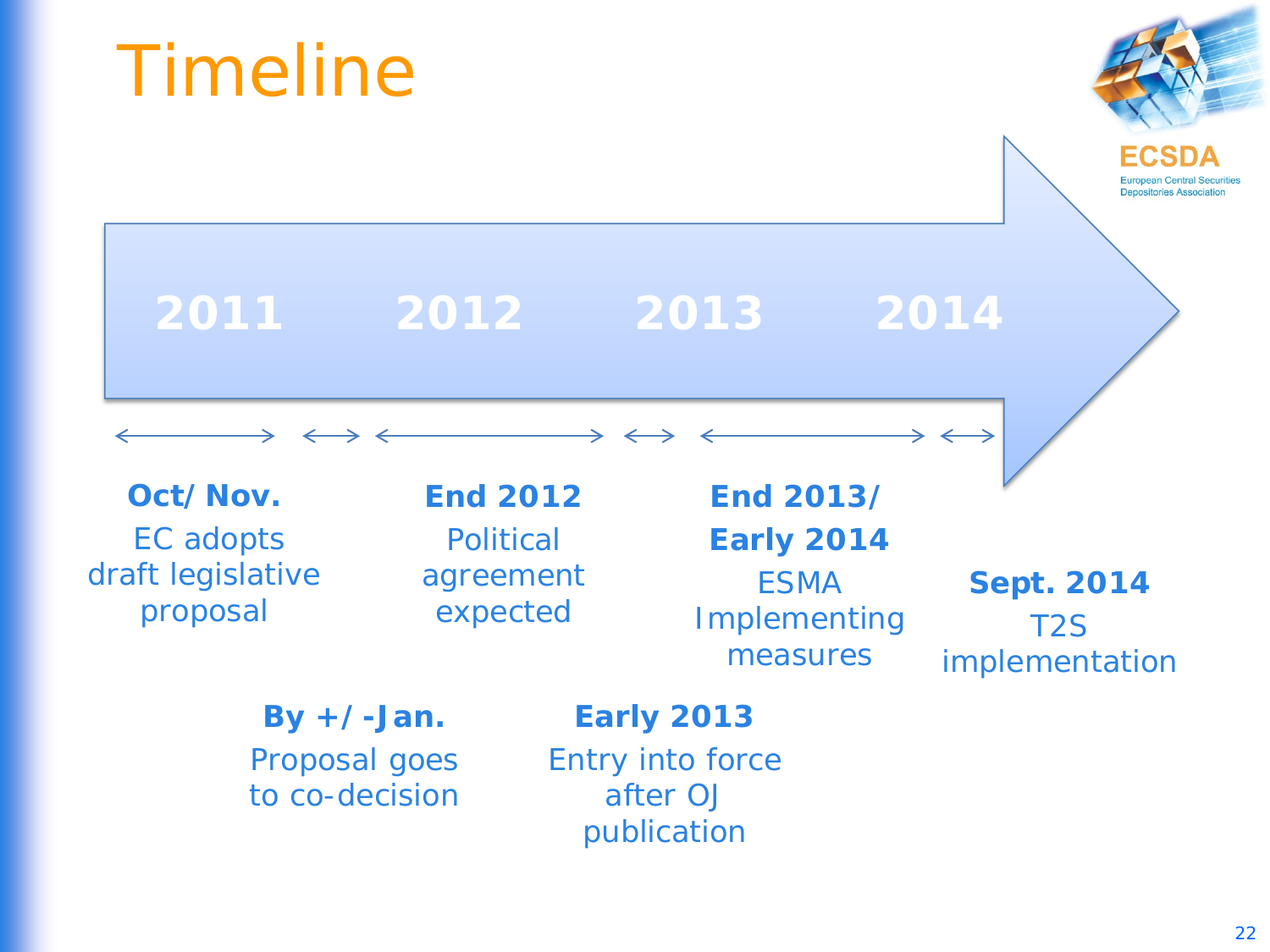# Timeline

2011 2012 2013 2014

**Oct/ Nov.**
EC adopts draft legislative proposal

**By +/-Jan.**
Proposal goes to co-decision

**End 2012**
Political agreement expected

**Early 2013**
Entry into force after OJ publication

**End 2013/ Early 2014**
ESMA Implementing measures

**Sept. 2014**
T2S implementation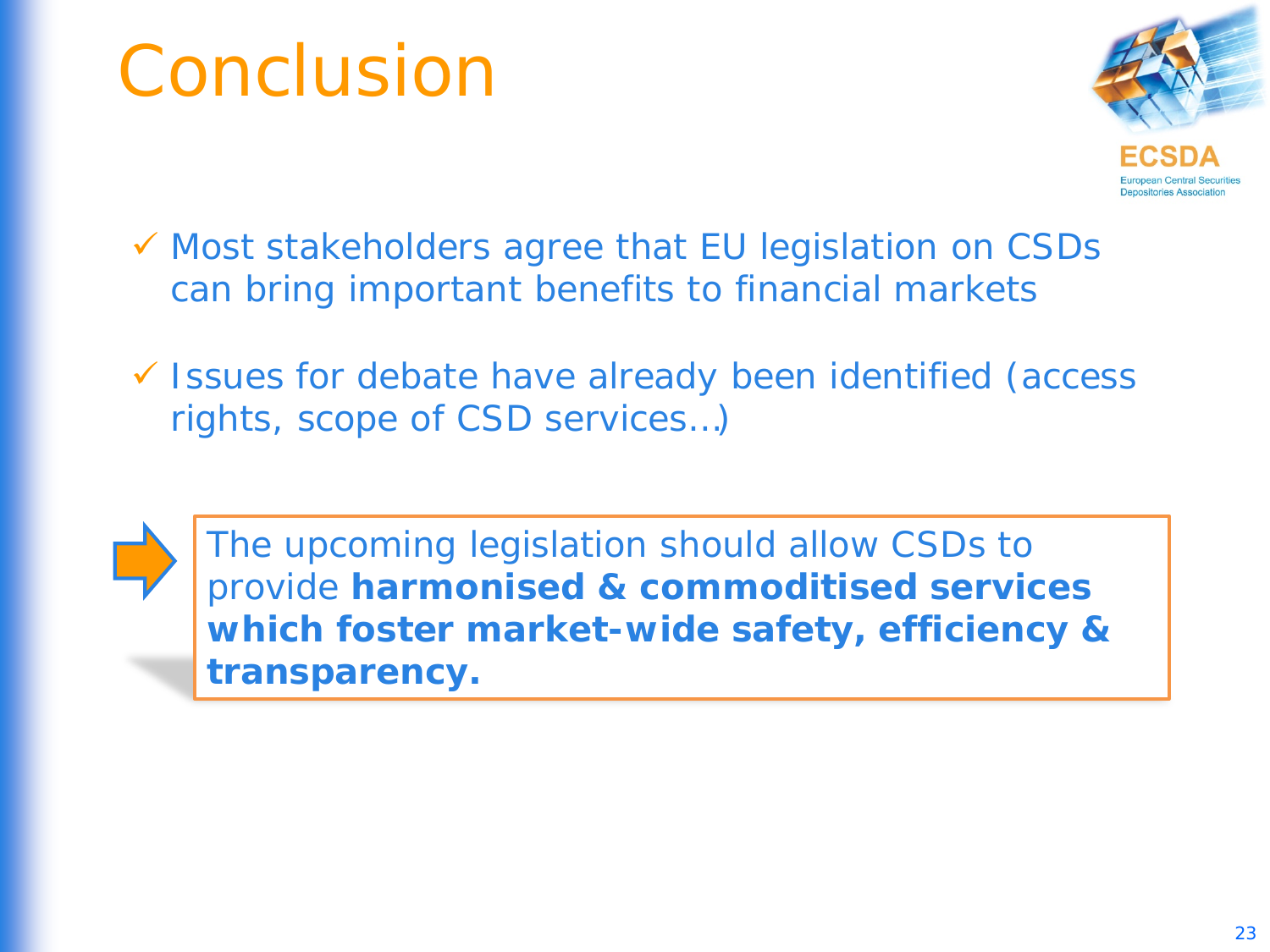# Conclusion

- ✓ Most stakeholders agree that EU legislation on CSDs can bring important benefits to financial markets
- ✓ Issues for debate have already been identified (access rights, scope of CSD services…)

➡ The upcoming legislation should allow CSDs to provide **harmonised & commoditised services which foster market-wide safety, efficiency & transparency.**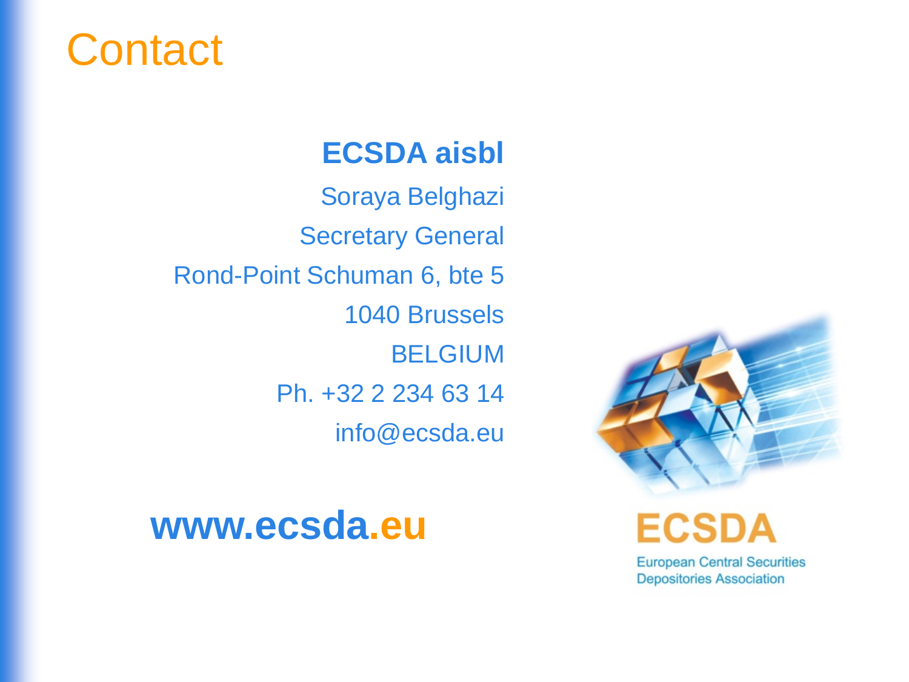# Contact

**ECSDA aisbl**

Soraya Belghazi

Secretary General

Rond-Point Schuman 6, bte 5

1040 Brussels

BELGIUM

Ph. +32 2 234 63 14

info@ecsda.eu

**www.ecsda.eu**

ECSDA

European Central Securities Depositories Association